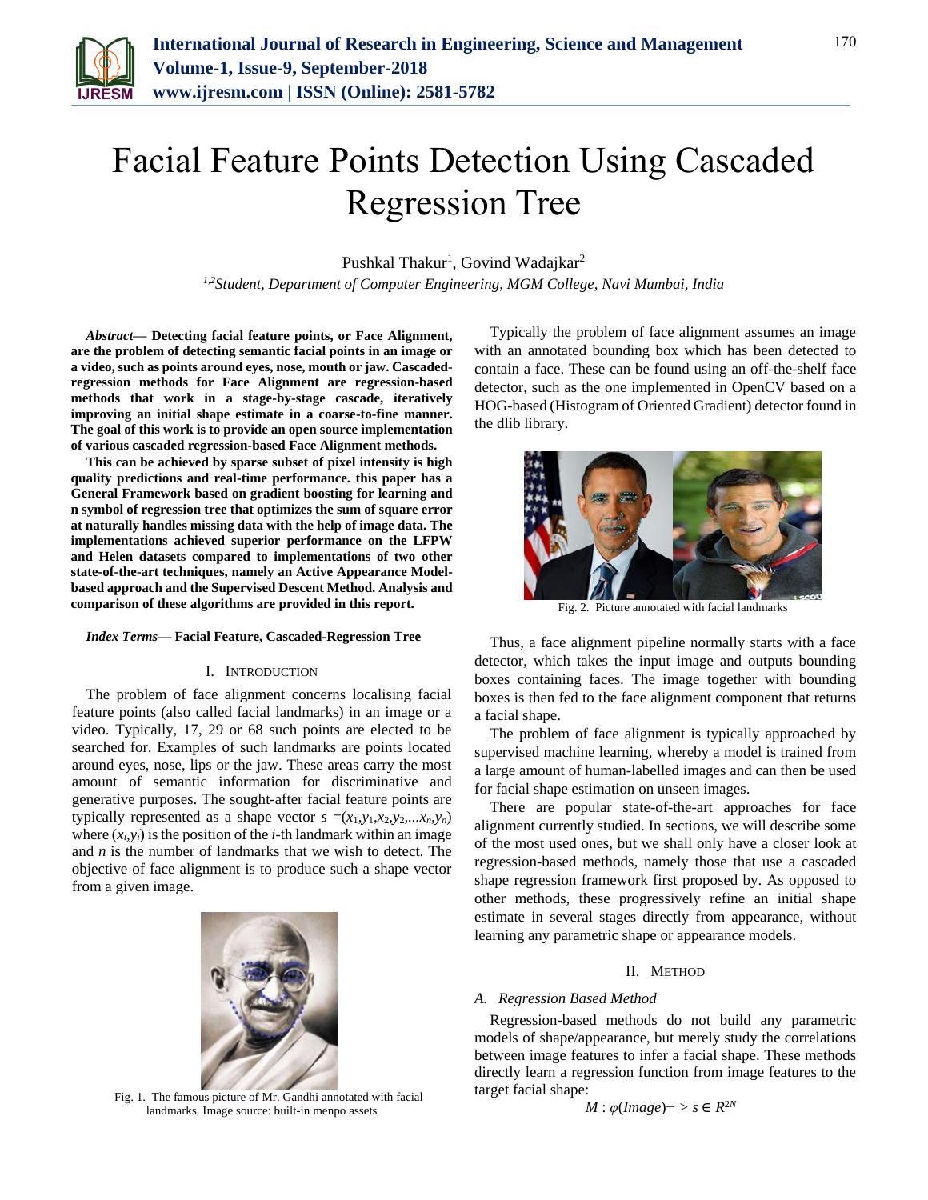# Facial Feature Points Detection Using Cascaded Regression Tree

Pushkal Thakur[1], Govind Wadajkar[2]

[1,2]*Student, Department of Computer Engineering, MGM College, Navi Mumbai, India*

***Abstract*— Detecting facial feature points, or Face Alignment, are the problem of detecting semantic facial points in an image or a video, such as points around eyes, nose, mouth or jaw. Cascaded-regression methods for Face Alignment are regression-based methods that work in a stage-by-stage cascade, iteratively improving an initial shape estimate in a coarse-to-fine manner. The goal of this work is to provide an open source implementation of various cascaded regression-based Face Alignment methods.**

**This can be achieved by sparse subset of pixel intensity is high quality predictions and real-time performance. this paper has a General Framework based on gradient boosting for learning and n symbol of regression tree that optimizes the sum of square error at naturally handles missing data with the help of image data. The implementations achieved superior performance on the LFPW and Helen datasets compared to implementations of two other state-of-the-art techniques, namely an Active Appearance Model-based approach and the Supervised Descent Method. Analysis and comparison of these algorithms are provided in this report.**

***Index Terms*— Facial Feature, Cascaded-Regression Tree**

## I. Introduction

The problem of face alignment concerns localising facial feature points (also called facial landmarks) in an image or a video. Typically, 17, 29 or 68 such points are elected to be searched for. Examples of such landmarks are points located around eyes, nose, lips or the jaw. These areas carry the most amount of semantic information for discriminative and generative purposes. The sought-after facial feature points are typically represented as a shape vector $s = (x_1,y_1,x_2,y_2,...x_n,y_n)$ where $(x_i,y_i)$ is the position of the $i$-th landmark within an image and $n$ is the number of landmarks that we wish to detect. The objective of face alignment is to produce such a shape vector from a given image.

Fig. 1. The famous picture of Mr. Gandhi annotated with facial landmarks. Image source: built-in menpo assets

Typically the problem of face alignment assumes an image with an annotated bounding box which has been detected to contain a face. These can be found using an off-the-shelf face detector, such as the one implemented in OpenCV based on a HOG-based (Histogram of Oriented Gradient) detector found in the dlib library.

Fig. 2. Picture annotated with facial landmarks

Thus, a face alignment pipeline normally starts with a face detector, which takes the input image and outputs bounding boxes containing faces. The image together with bounding boxes is then fed to the face alignment component that returns a facial shape.

The problem of face alignment is typically approached by supervised machine learning, whereby a model is trained from a large amount of human-labelled images and can then be used for facial shape estimation on unseen images.

There are popular state-of-the-art approaches for face alignment currently studied. In sections, we will describe some of the most used ones, but we shall only have a closer look at regression-based methods, namely those that use a cascaded shape regression framework first proposed by. As opposed to other methods, these progressively refine an initial shape estimate in several stages directly from appearance, without learning any parametric shape or appearance models.

## II. Method

### *A. Regression Based Method*

Regression-based methods do not build any parametric models of shape/appearance, but merely study the correlations between image features to infer a facial shape. These methods directly learn a regression function from image features to the target facial shape:

$$M : \varphi(Image) -> s \in R^{2N}$$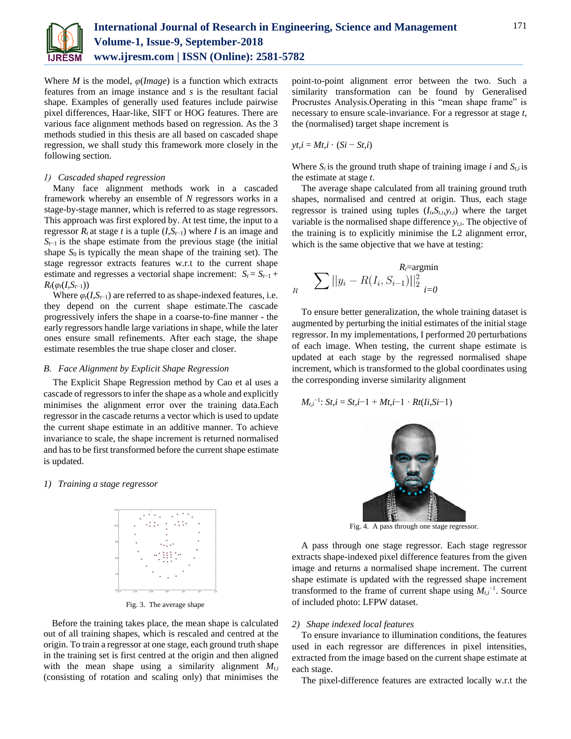Where $M$ is the model, $\varphi(Image)$ is a function which extracts features from an image instance and $s$ is the resultant facial shape. Examples of generally used features include pairwise pixel differences, Haar-like, SIFT or HOG features. There are various face alignment methods based on regression. As the 3 methods studied in this thesis are all based on cascaded shape regression, we shall study this framework more closely in the following section.

### 1) Cascaded shaped regression

Many face alignment methods work in a cascaded framework whereby an ensemble of $N$ regressors works in a stage-by-stage manner, which is referred to as stage regressors. This approach was first explored by. At test time, the input to a regressor $R_t$ at stage $t$ is a tuple $(I, S_{t-1})$ where $I$ is an image and $S_{t-1}$ is the shape estimate from the previous stage (the initial shape $S_0$ is typically the mean shape of the training set). The stage regressor extracts features w.r.t to the current shape estimate and regresses a vectorial shape increment: $S_t = S_{t-1} + R_t(\varphi_t(I, S_{t-1}))$

Where $\varphi_t(I, S_{t-1})$ are referred to as shape-indexed features, i.e. they depend on the current shape estimate.The cascade progressively infers the shape in a coarse-to-fine manner - the early regressors handle large variations in shape, while the later ones ensure small refinements. After each stage, the shape estimate resembles the true shape closer and closer.

## B. Face Alignment by Explicit Shape Regression

The Explicit Shape Regression method by Cao et al uses a cascade of regressors to infer the shape as a whole and explicitly minimises the alignment error over the training data.Each regressor in the cascade returns a vector which is used to update the current shape estimate in an additive manner. To achieve invariance to scale, the shape increment is returned normalised and has to be first transformed before the current shape estimate is updated.

### 1) Training a stage regressor

Fig. 3. The average shape

Before the training takes place, the mean shape is calculated out of all training shapes, which is rescaled and centred at the origin. To train a regressor at one stage, each ground truth shape in the training set is first centred at the origin and then aligned with the mean shape using a similarity alignment $M_{t,i}$ (consisting of rotation and scaling only) that minimises the point-to-point alignment error between the two. Such a similarity transformation can be found by Generalised Procrustes Analysis.Operating in this "mean shape frame" is necessary to ensure scale-invariance. For a regressor at stage $t$, the (normalised) target shape increment is

$$y_{t,i} = M_{t,i} \cdot (S_i - S_{t,i})$$

Where $S_i$ is the ground truth shape of training image $i$ and $S_{t,i}$ is the estimate at stage $t$.

The average shape calculated from all training ground truth shapes, normalised and centred at origin. Thus, each stage regressor is trained using tuples $(I_i, S_{t,i}, y_{t,i})$ where the target variable is the normalised shape difference $y_{t,i}$. The objective of the training is to explicitly minimise the L2 alignment error, which is the same objective that we have at testing:

$$R_t = \underset{R}{\text{argmin}} \sum_{i=0} ||y_i - R(I_i, S_{i-1})||_2^2$$

To ensure better generalization, the whole training dataset is augmented by perturbing the initial estimates of the initial stage regressor. In my implementations, I performed 20 perturbations of each image. When testing, the current shape estimate is updated at each stage by the regressed normalised shape increment, which is transformed to the global coordinates using the corresponding inverse similarity alignment

$$M_{t,i}^{-1}: S_{t,i} = S_{t,i-1} + M_{t,i-1} \cdot R_t(I_i, S_{i-1})$$

Fig. 4. A pass through one stage regressor.

A pass through one stage regressor. Each stage regressor extracts shape-indexed pixel difference features from the given image and returns a normalised shape increment. The current shape estimate is updated with the regressed shape increment transformed to the frame of current shape using $M_{t,i}^{-1}$. Source of included photo: LFPW dataset.

### 2) Shape indexed local features

To ensure invariance to illumination conditions, the features used in each regressor are differences in pixel intensities, extracted from the image based on the current shape estimate at each stage.

The pixel-difference features are extracted locally w.r.t the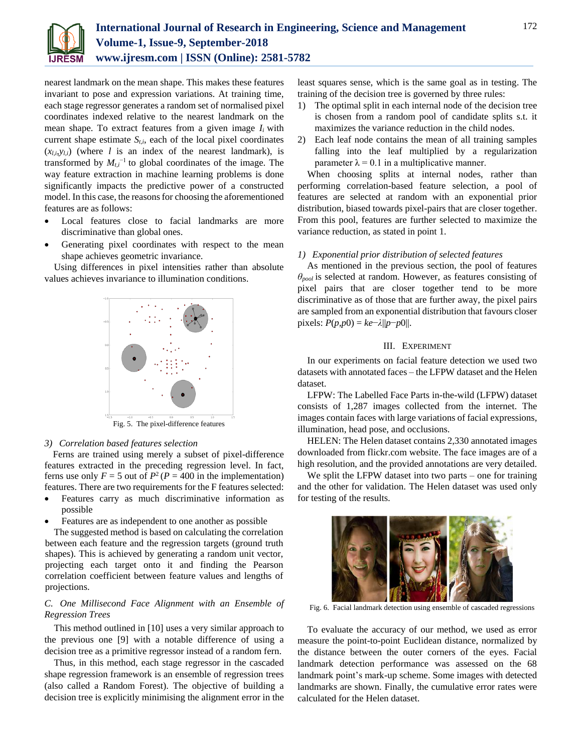nearest landmark on the mean shape. This makes these features invariant to pose and expression variations. At training time, each stage regressor generates a random set of normalised pixel coordinates indexed relative to the nearest landmark on the mean shape. To extract features from a given image $I_i$ with current shape estimate $S_{t,i}$, each of the local pixel coordinates $(x_{l,i}, y_{l,i})$ (where $l$ is an index of the nearest landmark), is transformed by $M_{t,i}^{-1}$ to global coordinates of the image. The way feature extraction in machine learning problems is done significantly impacts the predictive power of a constructed model. In this case, the reasons for choosing the aforementioned features are as follows:

- Local features close to facial landmarks are more discriminative than global ones.
- Generating pixel coordinates with respect to the mean shape achieves geometric invariance.

Using differences in pixel intensities rather than absolute values achieves invariance to illumination conditions.

Fig. 5. The pixel-difference features

### 3) Correlation based features selection

Ferns are trained using merely a subset of pixel-difference features extracted in the preceding regression level. In fact, ferns use only $F = 5$ out of $P^2$ ($P = 400$ in the implementation) features. There are two requirements for the F features selected:

- Features carry as much discriminative information as possible
- Features are as independent to one another as possible

The suggested method is based on calculating the correlation between each feature and the regression targets (ground truth shapes). This is achieved by generating a random unit vector, projecting each target onto it and finding the Pearson correlation coefficient between feature values and lengths of projections.

## C. One Millisecond Face Alignment with an Ensemble of Regression Trees

This method outlined in [10] uses a very similar approach to the previous one [9] with a notable difference of using a decision tree as a primitive regressor instead of a random fern.

Thus, in this method, each stage regressor in the cascaded shape regression framework is an ensemble of regression trees (also called a Random Forest). The objective of building a decision tree is explicitly minimising the alignment error in the least squares sense, which is the same goal as in testing. The training of the decision tree is governed by three rules:

1) The optimal split in each internal node of the decision tree is chosen from a random pool of candidate splits s.t. it maximizes the variance reduction in the child nodes.
2) Each leaf node contains the mean of all training samples falling into the leaf multiplied by a regularization parameter $\lambda = 0.1$ in a multiplicative manner.

When choosing splits at internal nodes, rather than performing correlation-based feature selection, a pool of features are selected at random with an exponential prior distribution, biased towards pixel-pairs that are closer together. From this pool, features are further selected to maximize the variance reduction, as stated in point 1.

### 1) Exponential prior distribution of selected features

As mentioned in the previous section, the pool of features $\theta_{pool}$ is selected at random. However, as features consisting of pixel pairs that are closer together tend to be more discriminative as of those that are further away, the pixel pairs are sampled from an exponential distribution that favours closer pixels: $P(p,p0) = ke^{-\lambda\|p-p0\|}$.

## III. Experiment

In our experiments on facial feature detection we used two datasets with annotated faces – the LFPW dataset and the Helen dataset.

LFPW: The Labelled Face Parts in-the-wild (LFPW) dataset consists of 1,287 images collected from the internet. The images contain faces with large variations of facial expressions, illumination, head pose, and occlusions.

HELEN: The Helen dataset contains 2,330 annotated images downloaded from flickr.com website. The face images are of a high resolution, and the provided annotations are very detailed.

We split the LFPW dataset into two parts – one for training and the other for validation. The Helen dataset was used only for testing of the results.

Fig. 6. Facial landmark detection using ensemble of cascaded regressions

To evaluate the accuracy of our method, we used as error measure the point-to-point Euclidean distance, normalized by the distance between the outer corners of the eyes. Facial landmark detection performance was assessed on the 68 landmark point's mark-up scheme. Some images with detected landmarks are shown. Finally, the cumulative error rates were calculated for the Helen dataset.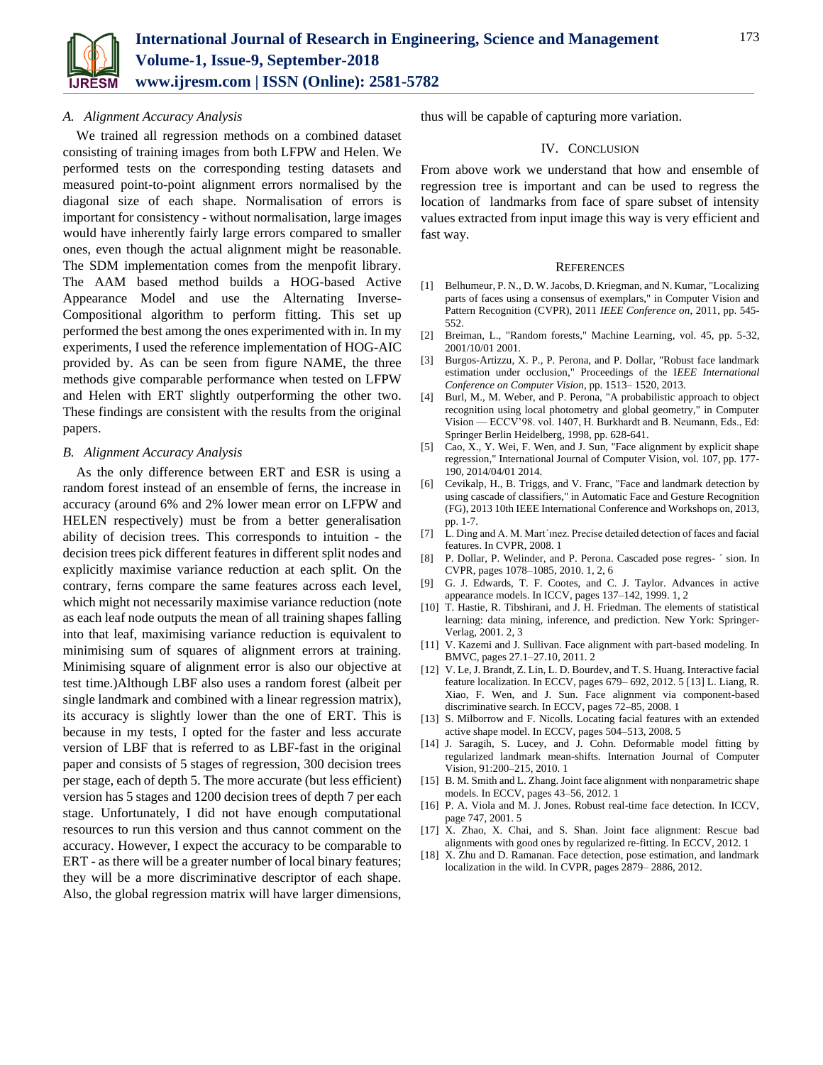### *A. Alignment Accuracy Analysis*

We trained all regression methods on a combined dataset consisting of training images from both LFPW and Helen. We performed tests on the corresponding testing datasets and measured point-to-point alignment errors normalised by the diagonal size of each shape. Normalisation of errors is important for consistency - without normalisation, large images would have inherently fairly large errors compared to smaller ones, even though the actual alignment might be reasonable. The SDM implementation comes from the menpofit library. The AAM based method builds a HOG-based Active Appearance Model and use the Alternating Inverse-Compositional algorithm to perform fitting. This set up performed the best among the ones experimented with in. In my experiments, I used the reference implementation of HOG-AIC provided by. As can be seen from figure NAME, the three methods give comparable performance when tested on LFPW and Helen with ERT slightly outperforming the other two. These findings are consistent with the results from the original papers.

### *B. Alignment Accuracy Analysis*

As the only difference between ERT and ESR is using a random forest instead of an ensemble of ferns, the increase in accuracy (around 6% and 2% lower mean error on LFPW and HELEN respectively) must be from a better generalisation ability of decision trees. This corresponds to intuition - the decision trees pick different features in different split nodes and explicitly maximise variance reduction at each split. On the contrary, ferns compare the same features across each level, which might not maximise variance reduction (note as each leaf node outputs the mean of all training shapes falling into that leaf, maximising variance reduction is equivalent to minimising sum of squares of alignment errors at training. Minimising square of alignment error is also our objective at test time.)Although LBF also uses a random forest (albeit per single landmark and combined with a linear regression matrix), its accuracy is slightly lower than the one of ERT. This is because in my tests, I opted for the faster and less accurate version of LBF that is referred to as LBF-fast in the original paper and consists of 5 stages of regression, 300 decision trees per stage, each of depth 5. The more accurate (but less efficient) version has 5 stages and 1200 decision trees of depth 7 per each stage. Unfortunately, I did not have enough computational resources to run this version and thus cannot comment on the accuracy. However, I expect the accuracy to be comparable to ERT - as there will be a greater number of local binary features; they will be a more discriminative descriptor of each shape. Also, the global regression matrix will have larger dimensions, thus will be capable of capturing more variation.

## IV. CONCLUSION

From above work we understand that how and ensemble of regression tree is important and can be used to regress the location of landmarks from face of spare subset of intensity values extracted from input image this way is very efficient and fast way.

## REFERENCES

[1] Belhumeur, P. N., D. W. Jacobs, D. Kriegman, and N. Kumar, "Localizing parts of faces using a consensus of exemplars," in Computer Vision and Pattern Recognition (CVPR), 2011 *IEEE Conference on*, 2011, pp. 545-552.

[2] Breiman, L., "Random forests," Machine Learning, vol. 45, pp. 5-32, 2001/10/01 2001.

[3] Burgos-Artizzu, X. P., P. Perona, and P. Dollar, "Robust face landmark estimation under occlusion," Proceedings of the I*EEE International Conference on Computer Vision*, pp. 1513– 1520, 2013.

[4] Burl, M., M. Weber, and P. Perona, "A probabilistic approach to object recognition using local photometry and global geometry," in Computer Vision — ECCV'98. vol. 1407, H. Burkhardt and B. Neumann, Eds., Ed: Springer Berlin Heidelberg, 1998, pp. 628-641.

[5] Cao, X., Y. Wei, F. Wen, and J. Sun, "Face alignment by explicit shape regression," International Journal of Computer Vision, vol. 107, pp. 177-190, 2014/04/01 2014.

[6] Cevikalp, H., B. Triggs, and V. Franc, "Face and landmark detection by using cascade of classifiers," in Automatic Face and Gesture Recognition (FG), 2013 10th IEEE International Conference and Workshops on, 2013, pp. 1-7.

[7] L. Ding and A. M. Mart´ınez. Precise detailed detection of faces and facial features. In CVPR, 2008. 1

[8] P. Dollar, P. Welinder, and P. Perona. Cascaded pose regres- ´ sion. In CVPR, pages 1078–1085, 2010. 1, 2, 6

[9] G. J. Edwards, T. F. Cootes, and C. J. Taylor. Advances in active appearance models. In ICCV, pages 137–142, 1999. 1, 2

[10] T. Hastie, R. Tibshirani, and J. H. Friedman. The elements of statistical learning: data mining, inference, and prediction. New York: Springer-Verlag, 2001. 2, 3

[11] V. Kazemi and J. Sullivan. Face alignment with part-based modeling. In BMVC, pages 27.1–27.10, 2011. 2

[12] V. Le, J. Brandt, Z. Lin, L. D. Bourdev, and T. S. Huang. Interactive facial feature localization. In ECCV, pages 679– 692, 2012. 5 [13] L. Liang, R. Xiao, F. Wen, and J. Sun. Face alignment via component-based discriminative search. In ECCV, pages 72–85, 2008. 1

[13] S. Milborrow and F. Nicolls. Locating facial features with an extended active shape model. In ECCV, pages 504–513, 2008. 5

[14] J. Saragih, S. Lucey, and J. Cohn. Deformable model fitting by regularized landmark mean-shifts. Internation Journal of Computer Vision, 91:200–215, 2010. 1

[15] B. M. Smith and L. Zhang. Joint face alignment with nonparametric shape models. In ECCV, pages 43–56, 2012. 1

[16] P. A. Viola and M. J. Jones. Robust real-time face detection. In ICCV, page 747, 2001. 5

[17] X. Zhao, X. Chai, and S. Shan. Joint face alignment: Rescue bad alignments with good ones by regularized re-fitting. In ECCV, 2012. 1

[18] X. Zhu and D. Ramanan. Face detection, pose estimation, and landmark localization in the wild. In CVPR, pages 2879– 2886, 2012.